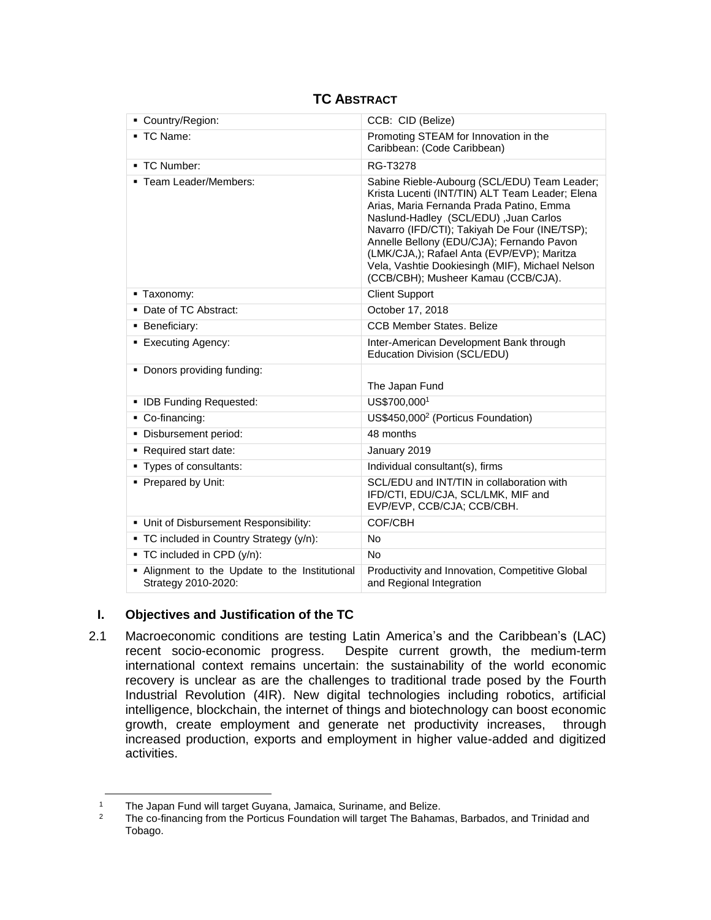## TC ABSTRACT

| | |
|---|---|
| ▪ Country/Region: | CCB: CID (Belize) |
| ▪ TC Name: | Promoting STEAM for Innovation in the Caribbean: (Code Caribbean) |
| ▪ TC Number: | RG-T3278 |
| ▪ Team Leader/Members: | Sabine Rieble-Aubourg (SCL/EDU) Team Leader; Krista Lucenti (INT/TIN) ALT Team Leader; Elena Arias, Maria Fernanda Prada Patino, Emma Naslund-Hadley (SCL/EDU) ,Juan Carlos Navarro (IFD/CTI); Takiyah De Four (INE/TSP); Annelle Bellony (EDU/CJA); Fernando Pavon (LMK/CJA,); Rafael Anta (EVP/EVP); Maritza Vela, Vashtie Dookiesingh (MIF), Michael Nelson (CCB/CBH); Musheer Kamau (CCB/CJA). |
| ▪ Taxonomy: | Client Support |
| ▪ Date of TC Abstract: | October 17, 2018 |
| ▪ Beneficiary: | CCB Member States. Belize |
| ▪ Executing Agency: | Inter-American Development Bank through Education Division (SCL/EDU) |
| ▪ Donors providing funding: | The Japan Fund |
| ▪ IDB Funding Requested: | US$700,000[1] |
| ▪ Co-financing: | US$450,000[2] (Porticus Foundation) |
| ▪ Disbursement period: | 48 months |
| ▪ Required start date: | January 2019 |
| ▪ Types of consultants: | Individual consultant(s), firms |
| ▪ Prepared by Unit: | SCL/EDU and INT/TIN in collaboration with IFD/CTI, EDU/CJA, SCL/LMK, MIF and EVP/EVP, CCB/CJA; CCB/CBH. |
| ▪ Unit of Disbursement Responsibility: | COF/CBH |
| ▪ TC included in Country Strategy (y/n): | No |
| ▪ TC included in CPD (y/n): | No |
| ▪ Alignment to the Update to the Institutional Strategy 2010-2020: | Productivity and Innovation, Competitive Global and Regional Integration |

## I. Objectives and Justification of the TC

2.1 Macroeconomic conditions are testing Latin America's and the Caribbean's (LAC) recent socio-economic progress. Despite current growth, the medium-term international context remains uncertain: the sustainability of the world economic recovery is unclear as are the challenges to traditional trade posed by the Fourth Industrial Revolution (4IR). New digital technologies including robotics, artificial intelligence, blockchain, the internet of things and biotechnology can boost economic growth, create employment and generate net productivity increases, through increased production, exports and employment in higher value-added and digitized activities.

---

[1] The Japan Fund will target Guyana, Jamaica, Suriname, and Belize.

[2] The co-financing from the Porticus Foundation will target The Bahamas, Barbados, and Trinidad and Tobago.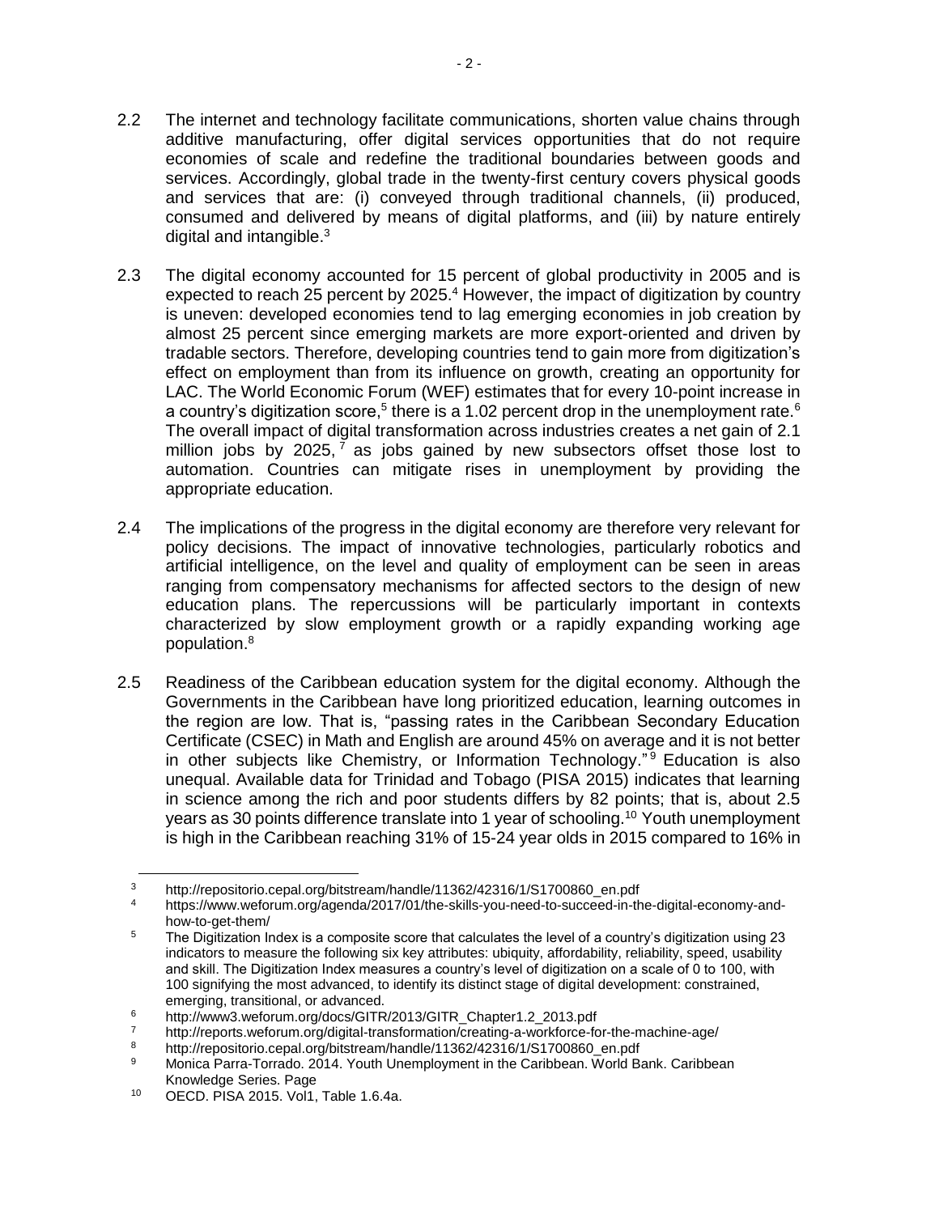2.2 The internet and technology facilitate communications, shorten value chains through additive manufacturing, offer digital services opportunities that do not require economies of scale and redefine the traditional boundaries between goods and services. Accordingly, global trade in the twenty-first century covers physical goods and services that are: (i) conveyed through traditional channels, (ii) produced, consumed and delivered by means of digital platforms, and (iii) by nature entirely digital and intangible.[3]

2.3 The digital economy accounted for 15 percent of global productivity in 2005 and is expected to reach 25 percent by 2025.[4] However, the impact of digitization by country is uneven: developed economies tend to lag emerging economies in job creation by almost 25 percent since emerging markets are more export-oriented and driven by tradable sectors. Therefore, developing countries tend to gain more from digitization's effect on employment than from its influence on growth, creating an opportunity for LAC. The World Economic Forum (WEF) estimates that for every 10-point increase in a country's digitization score,[5] there is a 1.02 percent drop in the unemployment rate.[6] The overall impact of digital transformation across industries creates a net gain of 2.1 million jobs by 2025,[7] as jobs gained by new subsectors offset those lost to automation. Countries can mitigate rises in unemployment by providing the appropriate education.

2.4 The implications of the progress in the digital economy are therefore very relevant for policy decisions. The impact of innovative technologies, particularly robotics and artificial intelligence, on the level and quality of employment can be seen in areas ranging from compensatory mechanisms for affected sectors to the design of new education plans. The repercussions will be particularly important in contexts characterized by slow employment growth or a rapidly expanding working age population.[8]

2.5 Readiness of the Caribbean education system for the digital economy. Although the Governments in the Caribbean have long prioritized education, learning outcomes in the region are low. That is, "passing rates in the Caribbean Secondary Education Certificate (CSEC) in Math and English are around 45% on average and it is not better in other subjects like Chemistry, or Information Technology."[9] Education is also unequal. Available data for Trinidad and Tobago (PISA 2015) indicates that learning in science among the rich and poor students differs by 82 points; that is, about 2.5 years as 30 points difference translate into 1 year of schooling.[10] Youth unemployment is high in the Caribbean reaching 31% of 15-24 year olds in 2015 compared to 16% in

---

[3] http://repositorio.cepal.org/bitstream/handle/11362/42316/1/S1700860_en.pdf

[4] https://www.weforum.org/agenda/2017/01/the-skills-you-need-to-succeed-in-the-digital-economy-and-how-to-get-them/

[5] The Digitization Index is a composite score that calculates the level of a country's digitization using 23 indicators to measure the following six key attributes: ubiquity, affordability, reliability, speed, usability and skill. The Digitization Index measures a country's level of digitization on a scale of 0 to 100, with 100 signifying the most advanced, to identify its distinct stage of digital development: constrained, emerging, transitional, or advanced.

[6] http://www3.weforum.org/docs/GITR/2013/GITR_Chapter1.2_2013.pdf

[7] http://reports.weforum.org/digital-transformation/creating-a-workforce-for-the-machine-age/

[8] http://repositorio.cepal.org/bitstream/handle/11362/42316/1/S1700860_en.pdf

[9] Monica Parra-Torrado. 2014. Youth Unemployment in the Caribbean. World Bank. Caribbean Knowledge Series. Page

[10] OECD. PISA 2015. Vol1, Table 1.6.4a.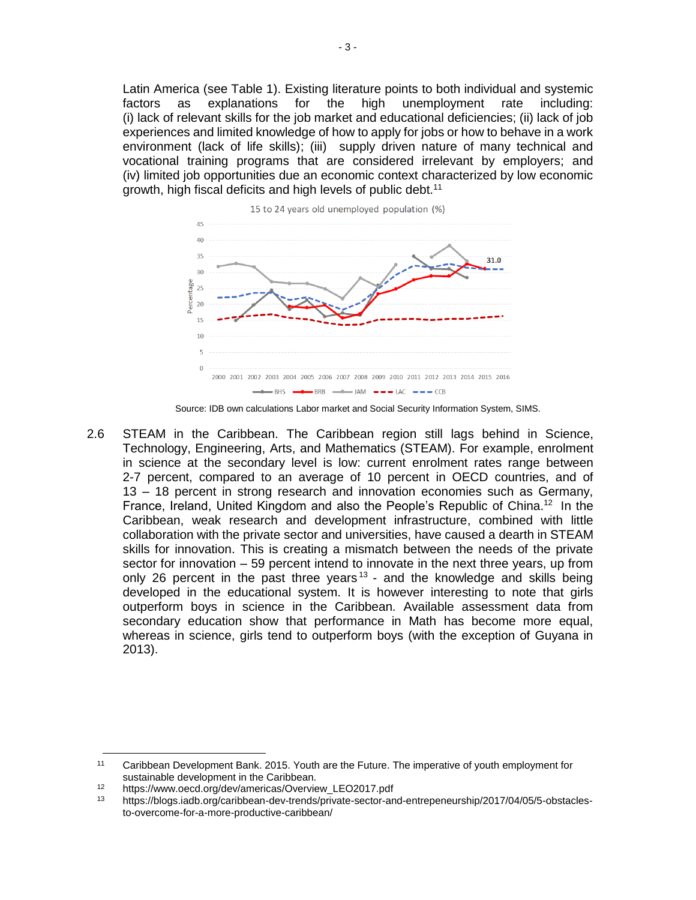Latin America (see Table 1). Existing literature points to both individual and systemic factors as explanations for the high unemployment rate including: (i) lack of relevant skills for the job market and educational deficiencies; (ii) lack of job experiences and limited knowledge of how to apply for jobs or how to behave in a work environment (lack of life skills); (iii) supply driven nature of many technical and vocational training programs that are considered irrelevant by employers; and (iv) limited job opportunities due an economic context characterized by low economic growth, high fiscal deficits and high levels of public debt.[11]

15 to 24 years old unemployed population (%)

Source: IDB own calculations Labor market and Social Security Information System, SIMS.

2.6 STEAM in the Caribbean. The Caribbean region still lags behind in Science, Technology, Engineering, Arts, and Mathematics (STEAM). For example, enrolment in science at the secondary level is low: current enrolment rates range between 2-7 percent, compared to an average of 10 percent in OECD countries, and of 13 – 18 percent in strong research and innovation economies such as Germany, France, Ireland, United Kingdom and also the People's Republic of China.[12] In the Caribbean, weak research and development infrastructure, combined with little collaboration with the private sector and universities, have caused a dearth in STEAM skills for innovation. This is creating a mismatch between the needs of the private sector for innovation – 59 percent intend to innovate in the next three years, up from only 26 percent in the past three years[13] - and the knowledge and skills being developed in the educational system. It is however interesting to note that girls outperform boys in science in the Caribbean. Available assessment data from secondary education show that performance in Math has become more equal, whereas in science, girls tend to outperform boys (with the exception of Guyana in 2013).

---

[11] Caribbean Development Bank. 2015. Youth are the Future. The imperative of youth employment for sustainable development in the Caribbean.

[12] https://www.oecd.org/dev/americas/Overview_LEO2017.pdf

[13] https://blogs.iadb.org/caribbean-dev-trends/private-sector-and-entrepeneurship/2017/04/05/5-obstacles-to-overcome-for-a-more-productive-caribbean/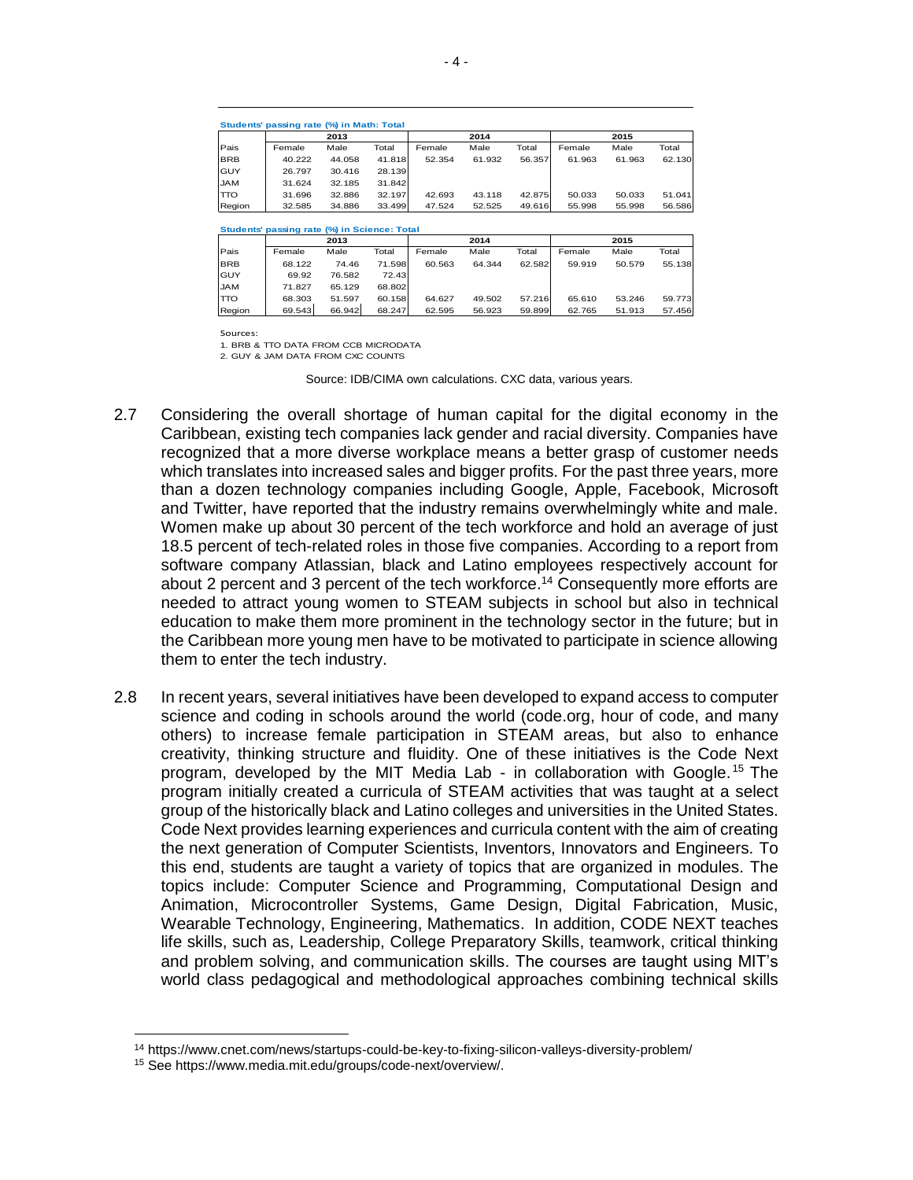**Students' passing rate (%) in Math: Total**

| | 2013 | | | 2014 | | | 2015 | | |
|---|---|---|---|---|---|---|---|---|---|
| Pais | Female | Male | Total | Female | Male | Total | Female | Male | Total |
| BRB | 40.222 | 44.058 | 41.818 | 52.354 | 61.932 | 56.357 | 61.963 | 61.963 | 62.130 |
| GUY | 26.797 | 30.416 | 28.139 | | | | | | |
| JAM | 31.624 | 32.185 | 31.842 | | | | | | |
| TTO | 31.696 | 32.886 | 32.197 | 42.693 | 43.118 | 42.875 | 50.033 | 50.033 | 51.041 |
| Region | 32.585 | 34.886 | 33.499 | 47.524 | 52.525 | 49.616 | 55.998 | 55.998 | 56.586 |

**Students' passing rate (%) in Science: Total**

| | 2013 | | | 2014 | | | 2015 | | |
|---|---|---|---|---|---|---|---|---|---|
| Pais | Female | Male | Total | Female | Male | Total | Female | Male | Total |
| BRB | 68.122 | 74.46 | 71.598 | 60.563 | 64.344 | 62.582 | 59.919 | 50.579 | 55.138 |
| GUY | 69.92 | 76.582 | 72.43 | | | | | | |
| JAM | 71.827 | 65.129 | 68.802 | | | | | | |
| TTO | 68.303 | 51.597 | 60.158 | 64.627 | 49.502 | 57.216 | 65.610 | 53.246 | 59.773 |
| Region | 69.543 | 66.942 | 68.247 | 62.595 | 56.923 | 59.899 | 62.765 | 51.913 | 57.456 |

Sources:

1. BRB & TTO DATA FROM CCB MICRODATA
2. GUY & JAM DATA FROM CXC COUNTS

Source: IDB/CIMA own calculations. CXC data, various years.

2.7 Considering the overall shortage of human capital for the digital economy in the Caribbean, existing tech companies lack gender and racial diversity. Companies have recognized that a more diverse workplace means a better grasp of customer needs which translates into increased sales and bigger profits. For the past three years, more than a dozen technology companies including Google, Apple, Facebook, Microsoft and Twitter, have reported that the industry remains overwhelmingly white and male. Women make up about 30 percent of the tech workforce and hold an average of just 18.5 percent of tech-related roles in those five companies. According to a report from software company Atlassian, black and Latino employees respectively account for about 2 percent and 3 percent of the tech workforce.[14] Consequently more efforts are needed to attract young women to STEAM subjects in school but also in technical education to make them more prominent in the technology sector in the future; but in the Caribbean more young men have to be motivated to participate in science allowing them to enter the tech industry.

2.8 In recent years, several initiatives have been developed to expand access to computer science and coding in schools around the world (code.org, hour of code, and many others) to increase female participation in STEAM areas, but also to enhance creativity, thinking structure and fluidity. One of these initiatives is the Code Next program, developed by the MIT Media Lab - in collaboration with Google.[15] The program initially created a curricula of STEAM activities that was taught at a select group of the historically black and Latino colleges and universities in the United States. Code Next provides learning experiences and curricula content with the aim of creating the next generation of Computer Scientists, Inventors, Innovators and Engineers. To this end, students are taught a variety of topics that are organized in modules. The topics include: Computer Science and Programming, Computational Design and Animation, Microcontroller Systems, Game Design, Digital Fabrication, Music, Wearable Technology, Engineering, Mathematics. In addition, CODE NEXT teaches life skills, such as, Leadership, College Preparatory Skills, teamwork, critical thinking and problem solving, and communication skills. The courses are taught using MIT's world class pedagogical and methodological approaches combining technical skills

[14] https://www.cnet.com/news/startups-could-be-key-to-fixing-silicon-valleys-diversity-problem/

[15] See https://www.media.mit.edu/groups/code-next/overview/.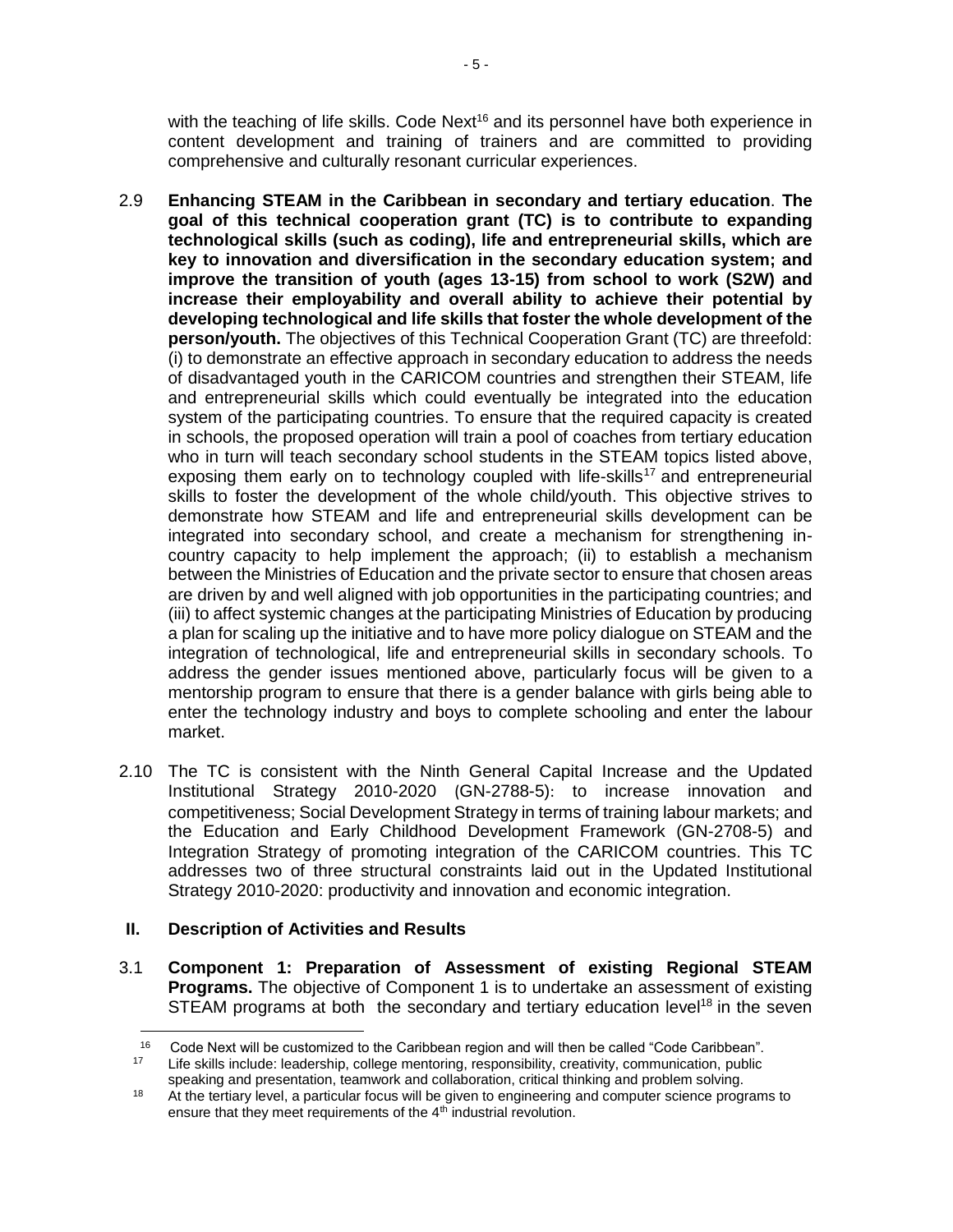with the teaching of life skills. Code Next[16] and its personnel have both experience in content development and training of trainers and are committed to providing comprehensive and culturally resonant curricular experiences.

2.9 **Enhancing STEAM in the Caribbean in secondary and tertiary education**. **The goal of this technical cooperation grant (TC) is to contribute to expanding technological skills (such as coding), life and entrepreneurial skills, which are key to innovation and diversification in the secondary education system; and improve the transition of youth (ages 13-15) from school to work (S2W) and increase their employability and overall ability to achieve their potential by developing technological and life skills that foster the whole development of the person/youth.** The objectives of this Technical Cooperation Grant (TC) are threefold: (i) to demonstrate an effective approach in secondary education to address the needs of disadvantaged youth in the CARICOM countries and strengthen their STEAM, life and entrepreneurial skills which could eventually be integrated into the education system of the participating countries. To ensure that the required capacity is created in schools, the proposed operation will train a pool of coaches from tertiary education who in turn will teach secondary school students in the STEAM topics listed above, exposing them early on to technology coupled with life-skills[17] and entrepreneurial skills to foster the development of the whole child/youth. This objective strives to demonstrate how STEAM and life and entrepreneurial skills development can be integrated into secondary school, and create a mechanism for strengthening in-country capacity to help implement the approach; (ii) to establish a mechanism between the Ministries of Education and the private sector to ensure that chosen areas are driven by and well aligned with job opportunities in the participating countries; and (iii) to affect systemic changes at the participating Ministries of Education by producing a plan for scaling up the initiative and to have more policy dialogue on STEAM and the integration of technological, life and entrepreneurial skills in secondary schools. To address the gender issues mentioned above, particularly focus will be given to a mentorship program to ensure that there is a gender balance with girls being able to enter the technology industry and boys to complete schooling and enter the labour market.

2.10 The TC is consistent with the Ninth General Capital Increase and the Updated Institutional Strategy 2010-2020 (GN-2788-5): to increase innovation and competitiveness; Social Development Strategy in terms of training labour markets; and the Education and Early Childhood Development Framework (GN-2708-5) and Integration Strategy of promoting integration of the CARICOM countries. This TC addresses two of three structural constraints laid out in the Updated Institutional Strategy 2010-2020: productivity and innovation and economic integration.

## II. Description of Activities and Results

3.1 **Component 1: Preparation of Assessment of existing Regional STEAM Programs.** The objective of Component 1 is to undertake an assessment of existing STEAM programs at both the secondary and tertiary education level[18] in the seven

---

[16] Code Next will be customized to the Caribbean region and will then be called "Code Caribbean".

[17] Life skills include: leadership, college mentoring, responsibility, creativity, communication, public speaking and presentation, teamwork and collaboration, critical thinking and problem solving.

[18] At the tertiary level, a particular focus will be given to engineering and computer science programs to ensure that they meet requirements of the 4th industrial revolution.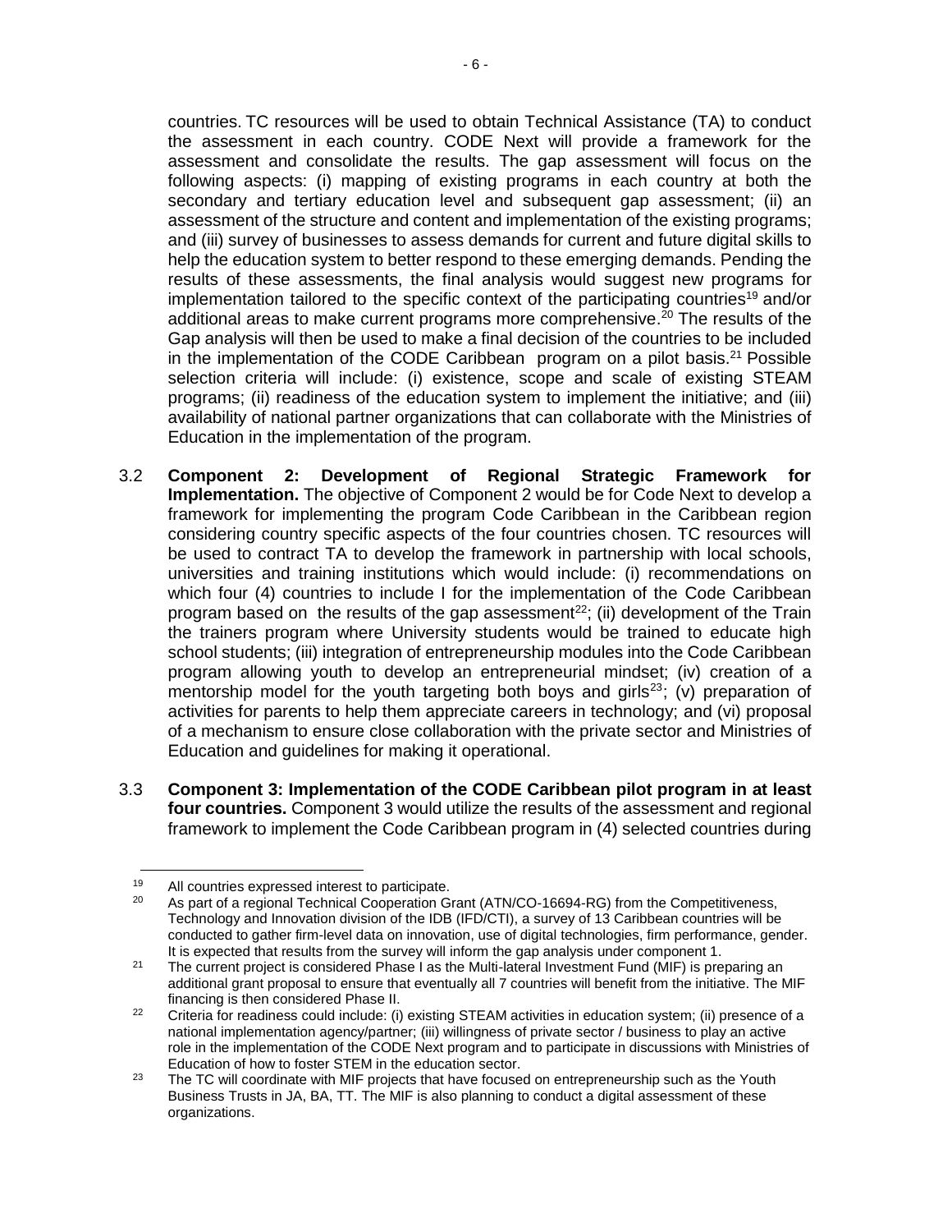countries. TC resources will be used to obtain Technical Assistance (TA) to conduct the assessment in each country. CODE Next will provide a framework for the assessment and consolidate the results. The gap assessment will focus on the following aspects: (i) mapping of existing programs in each country at both the secondary and tertiary education level and subsequent gap assessment; (ii) an assessment of the structure and content and implementation of the existing programs; and (iii) survey of businesses to assess demands for current and future digital skills to help the education system to better respond to these emerging demands. Pending the results of these assessments, the final analysis would suggest new programs for implementation tailored to the specific context of the participating countries[19] and/or additional areas to make current programs more comprehensive.[20] The results of the Gap analysis will then be used to make a final decision of the countries to be included in the implementation of the CODE Caribbean program on a pilot basis.[21] Possible selection criteria will include: (i) existence, scope and scale of existing STEAM programs; (ii) readiness of the education system to implement the initiative; and (iii) availability of national partner organizations that can collaborate with the Ministries of Education in the implementation of the program.

3.2 **Component 2: Development of Regional Strategic Framework for Implementation.** The objective of Component 2 would be for Code Next to develop a framework for implementing the program Code Caribbean in the Caribbean region considering country specific aspects of the four countries chosen. TC resources will be used to contract TA to develop the framework in partnership with local schools, universities and training institutions which would include: (i) recommendations on which four (4) countries to include I for the implementation of the Code Caribbean program based on the results of the gap assessment[22]; (ii) development of the Train the trainers program where University students would be trained to educate high school students; (iii) integration of entrepreneurship modules into the Code Caribbean program allowing youth to develop an entrepreneurial mindset; (iv) creation of a mentorship model for the youth targeting both boys and girls[23]; (v) preparation of activities for parents to help them appreciate careers in technology; and (vi) proposal of a mechanism to ensure close collaboration with the private sector and Ministries of Education and guidelines for making it operational.

3.3 **Component 3: Implementation of the CODE Caribbean pilot program in at least four countries.** Component 3 would utilize the results of the assessment and regional framework to implement the Code Caribbean program in (4) selected countries during

---

[19] All countries expressed interest to participate.

[20] As part of a regional Technical Cooperation Grant (ATN/CO-16694-RG) from the Competitiveness, Technology and Innovation division of the IDB (IFD/CTI), a survey of 13 Caribbean countries will be conducted to gather firm-level data on innovation, use of digital technologies, firm performance, gender. It is expected that results from the survey will inform the gap analysis under component 1.

[21] The current project is considered Phase I as the Multi-lateral Investment Fund (MIF) is preparing an additional grant proposal to ensure that eventually all 7 countries will benefit from the initiative. The MIF financing is then considered Phase II.

[22] Criteria for readiness could include: (i) existing STEAM activities in education system; (ii) presence of a national implementation agency/partner; (iii) willingness of private sector / business to play an active role in the implementation of the CODE Next program and to participate in discussions with Ministries of Education of how to foster STEM in the education sector.

[23] The TC will coordinate with MIF projects that have focused on entrepreneurship such as the Youth Business Trusts in JA, BA, TT. The MIF is also planning to conduct a digital assessment of these organizations.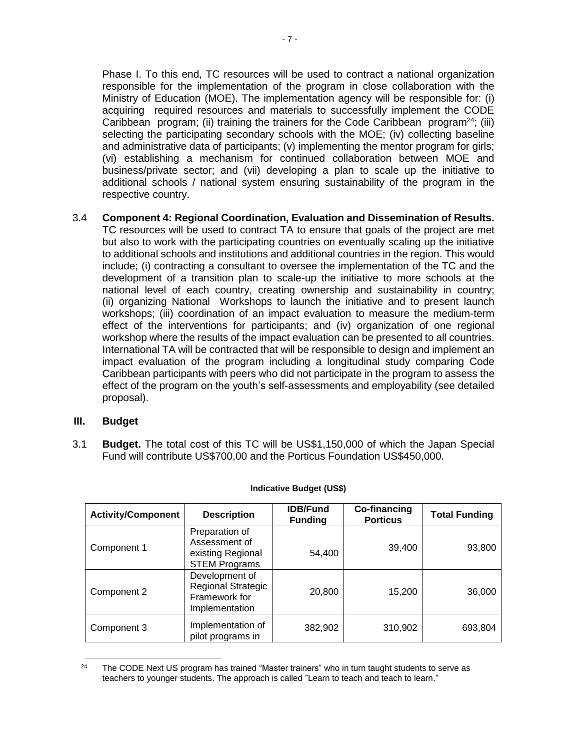Phase I. To this end, TC resources will be used to contract a national organization responsible for the implementation of the program in close collaboration with the Ministry of Education (MOE). The implementation agency will be responsible for: (i) acquiring required resources and materials to successfully implement the CODE Caribbean program; (ii) training the trainers for the Code Caribbean program[24]; (iii) selecting the participating secondary schools with the MOE; (iv) collecting baseline and administrative data of participants; (v) implementing the mentor program for girls; (vi) establishing a mechanism for continued collaboration between MOE and business/private sector; and (vii) developing a plan to scale up the initiative to additional schools / national system ensuring sustainability of the program in the respective country.

3.4 **Component 4: Regional Coordination, Evaluation and Dissemination of Results.** TC resources will be used to contract TA to ensure that goals of the project are met but also to work with the participating countries on eventually scaling up the initiative to additional schools and institutions and additional countries in the region. This would include; (i) contracting a consultant to oversee the implementation of the TC and the development of a transition plan to scale-up the initiative to more schools at the national level of each country, creating ownership and sustainability in country; (ii) organizing National Workshops to launch the initiative and to present launch workshops; (iii) coordination of an impact evaluation to measure the medium-term effect of the interventions for participants; and (iv) organization of one regional workshop where the results of the impact evaluation can be presented to all countries. International TA will be contracted that will be responsible to design and implement an impact evaluation of the program including a longitudinal study comparing Code Caribbean participants with peers who did not participate in the program to assess the effect of the program on the youth's self-assessments and employability (see detailed proposal).

## III. Budget

3.1 **Budget.** The total cost of this TC will be US$1,150,000 of which the Japan Special Fund will contribute US$700,00 and the Porticus Foundation US$450,000.

**Indicative Budget (US$)**

| Activity/Component | Description | IDB/Fund Funding | Co-financing Porticus | Total Funding |
|---|---|---|---|---|
| Component 1 | Preparation of Assessment of existing Regional STEM Programs | 54,400 | 39,400 | 93,800 |
| Component 2 | Development of Regional Strategic Framework for Implementation | 20,800 | 15,200 | 36,000 |
| Component 3 | Implementation of pilot programs in | 382,902 | 310,902 | 693,804 |

[24] The CODE Next US program has trained "Master trainers" who in turn taught students to serve as teachers to younger students. The approach is called "Learn to teach and teach to learn."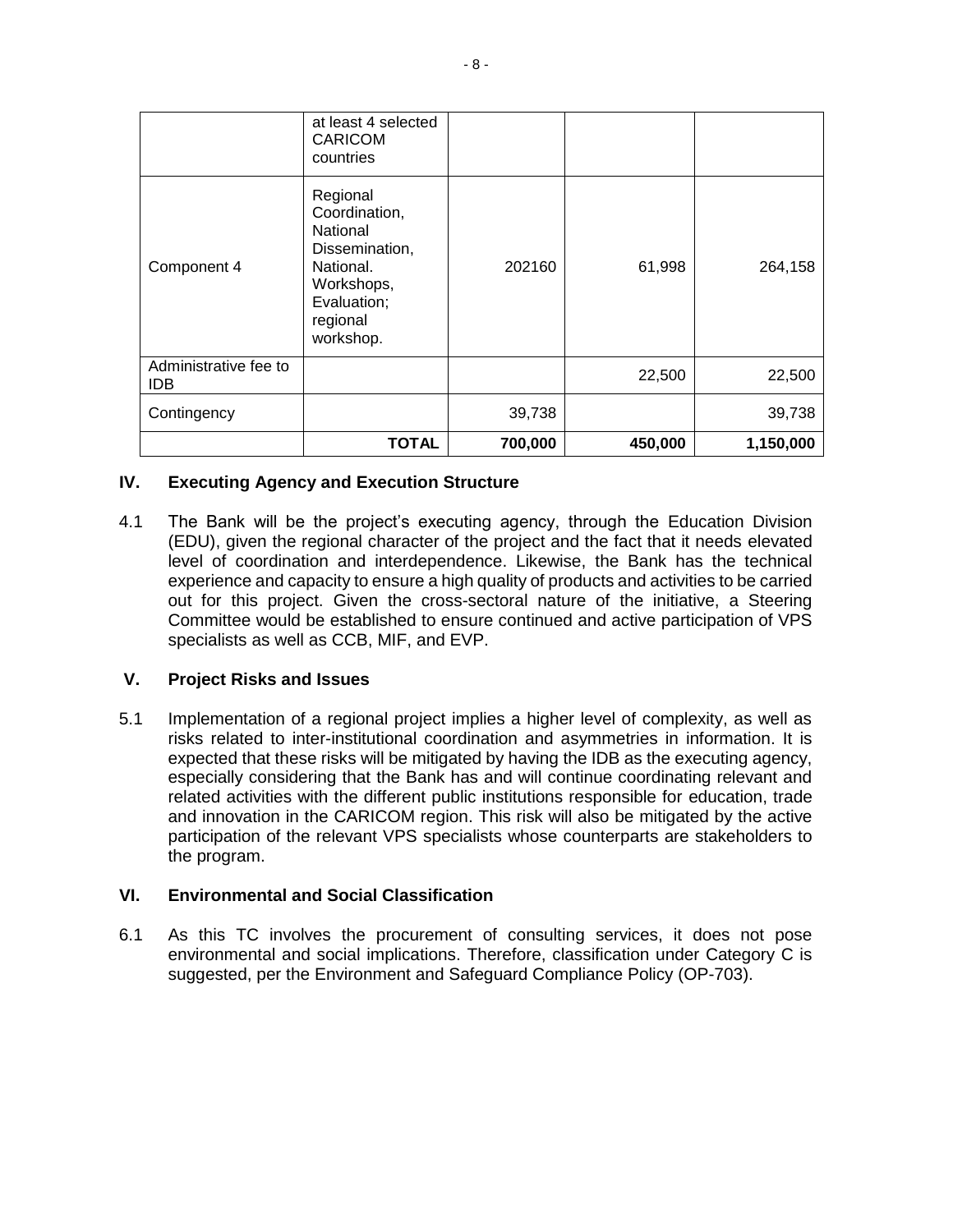| | | | | |
|---|---|---|---|---|
| | at least 4 selected CARICOM countries | | | |
| Component 4 | Regional Coordination, National Dissemination, National. Workshops, Evaluation; regional workshop. | 202160 | 61,998 | 264,158 |
| Administrative fee to IDB | | | 22,500 | 22,500 |
| Contingency | | 39,738 | | 39,738 |
| | **TOTAL** | **700,000** | **450,000** | **1,150,000** |

## IV. Executing Agency and Execution Structure

4.1 The Bank will be the project's executing agency, through the Education Division (EDU), given the regional character of the project and the fact that it needs elevated level of coordination and interdependence. Likewise, the Bank has the technical experience and capacity to ensure a high quality of products and activities to be carried out for this project. Given the cross-sectoral nature of the initiative, a Steering Committee would be established to ensure continued and active participation of VPS specialists as well as CCB, MIF, and EVP.

## V. Project Risks and Issues

5.1 Implementation of a regional project implies a higher level of complexity, as well as risks related to inter-institutional coordination and asymmetries in information. It is expected that these risks will be mitigated by having the IDB as the executing agency, especially considering that the Bank has and will continue coordinating relevant and related activities with the different public institutions responsible for education, trade and innovation in the CARICOM region. This risk will also be mitigated by the active participation of the relevant VPS specialists whose counterparts are stakeholders to the program.

## VI. Environmental and Social Classification

6.1 As this TC involves the procurement of consulting services, it does not pose environmental and social implications. Therefore, classification under Category C is suggested, per the Environment and Safeguard Compliance Policy (OP-703).